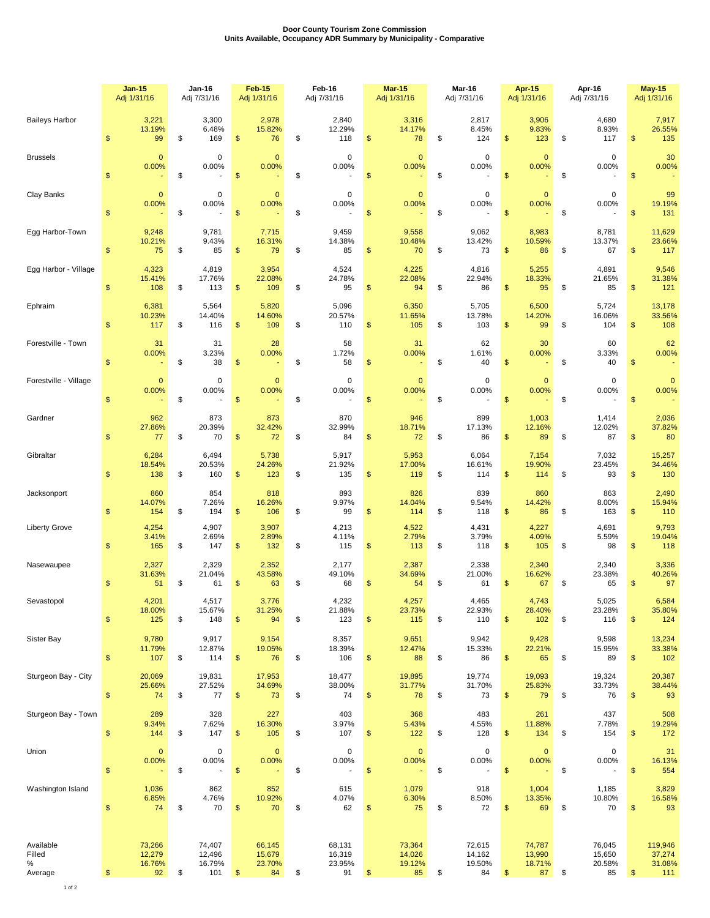**Door County Tourism Zone Commission**
**Units Available, Occupancy ADR Summary by Municipality - Comparative**

| | **Jan-15** Adj 1/31/16 | Jan-16 Adj 7/31/16 | **Feb-15** Adj 1/31/16 | Feb-16 Adj 7/31/16 | **Mar-15** Adj 1/31/16 | Mar-16 Adj 7/31/16 | **Apr-15** Adj 1/31/16 | Apr-16 Adj 7/31/16 | **May-15** Adj 1/31/16 |
|---|---|---|---|---|---|---|---|---|---|
| Baileys Harbor | 3,221 | 3,300 | 2,978 | 2,840 | 3,316 | 2,817 | 3,906 | 4,680 | 7,917 |
| | 13.19% | 6.48% | 15.82% | 12.29% | 14.17% | 8.45% | 9.83% | 8.93% | 26.55% |
| | $ 99 | $ 169 | $ 76 | $ 118 | $ 78 | $ 124 | $ 123 | $ 117 | $ 135 |
| Brussels | 0 | 0 | 0 | 0 | 0 | 0 | 0 | 0 | 30 |
| | 0.00% | 0.00% | 0.00% | 0.00% | 0.00% | 0.00% | 0.00% | 0.00% | 0.00% |
| | $ - | $ - | $ - | $ - | $ - | $ - | $ - | $ - | $ - |
| Clay Banks | 0 | 0 | 0 | 0 | 0 | 0 | 0 | 0 | 99 |
| | 0.00% | 0.00% | 0.00% | 0.00% | 0.00% | 0.00% | 0.00% | 0.00% | 19.19% |
| | $ - | $ - | $ - | $ - | $ - | $ - | $ - | $ - | $ 131 |
| Egg Harbor-Town | 9,248 | 9,781 | 7,715 | 9,459 | 9,558 | 9,062 | 8,983 | 8,781 | 11,629 |
| | 10.21% | 9.43% | 16.31% | 14.38% | 10.48% | 13.42% | 10.59% | 13.37% | 23.66% |
| | $ 75 | $ 85 | $ 79 | $ 85 | $ 70 | $ 73 | $ 86 | $ 67 | $ 117 |
| Egg Harbor - Village | 4,323 | 4,819 | 3,954 | 4,524 | 4,225 | 4,816 | 5,255 | 4,891 | 9,546 |
| | 15.41% | 17.76% | 22.08% | 24.78% | 22.08% | 22.94% | 18.33% | 21.65% | 31.38% |
| | $ 108 | $ 113 | $ 109 | $ 95 | $ 94 | $ 86 | $ 95 | $ 85 | $ 121 |
| Ephraim | 6,381 | 5,564 | 5,820 | 5,096 | 6,350 | 5,705 | 6,500 | 5,724 | 13,178 |
| | 10.23% | 14.40% | 14.60% | 20.57% | 11.65% | 13.78% | 14.20% | 16.06% | 33.56% |
| | $ 117 | $ 116 | $ 109 | $ 110 | $ 105 | $ 103 | $ 99 | $ 104 | $ 108 |
| Forestville - Town | 31 | 31 | 28 | 58 | 31 | 62 | 30 | 60 | 62 |
| | 0.00% | 3.23% | 0.00% | 1.72% | 0.00% | 1.61% | 0.00% | 3.33% | 0.00% |
| | $ - | $ 38 | $ - | $ 58 | $ - | $ 40 | $ - | $ 40 | $ - |
| Forestville - Village | 0 | 0 | 0 | 0 | 0 | 0 | 0 | 0 | 0 |
| | 0.00% | 0.00% | 0.00% | 0.00% | 0.00% | 0.00% | 0.00% | 0.00% | 0.00% |
| | $ - | $ - | $ - | $ - | $ - | $ - | $ - | $ - | $ - |
| Gardner | 962 | 873 | 873 | 870 | 946 | 899 | 1,003 | 1,414 | 2,036 |
| | 27.86% | 20.39% | 32.42% | 32.99% | 18.71% | 17.13% | 12.16% | 12.02% | 37.82% |
| | $ 77 | $ 70 | $ 72 | $ 84 | $ 72 | $ 86 | $ 89 | $ 87 | $ 80 |
| Gibraltar | 6,284 | 6,494 | 5,738 | 5,917 | 5,953 | 6,064 | 7,154 | 7,032 | 15,257 |
| | 18.54% | 20.53% | 24.26% | 21.92% | 17.00% | 16.61% | 19.90% | 23.45% | 34.46% |
| | $ 138 | $ 160 | $ 123 | $ 135 | $ 119 | $ 114 | $ 114 | $ 93 | $ 130 |
| Jacksonport | 860 | 854 | 818 | 893 | 826 | 839 | 860 | 863 | 2,490 |
| | 14.07% | 7.26% | 16.26% | 9.97% | 14.04% | 9.54% | 14.42% | 8.00% | 15.94% |
| | $ 154 | $ 194 | $ 106 | $ 99 | $ 114 | $ 118 | $ 86 | $ 163 | $ 110 |
| Liberty Grove | 4,254 | 4,907 | 3,907 | 4,213 | 4,522 | 4,431 | 4,227 | 4,691 | 9,793 |
| | 3.41% | 2.69% | 2.89% | 4.11% | 2.79% | 3.79% | 4.09% | 5.59% | 19.04% |
| | $ 165 | $ 147 | $ 132 | $ 115 | $ 113 | $ 118 | $ 105 | $ 98 | $ 118 |
| Nasewaupee | 2,327 | 2,329 | 2,352 | 2,177 | 2,387 | 2,338 | 2,340 | 2,340 | 3,336 |
| | 31.63% | 21.04% | 43.58% | 49.10% | 34.69% | 21.00% | 16.62% | 23.38% | 40.26% |
| | $ 51 | $ 61 | $ 63 | $ 68 | $ 54 | $ 61 | $ 67 | $ 65 | $ 97 |
| Sevastopol | 4,201 | 4,517 | 3,776 | 4,232 | 4,257 | 4,465 | 4,743 | 5,025 | 6,584 |
| | 18.00% | 15.67% | 31.25% | 21.88% | 23.73% | 22.93% | 28.40% | 23.28% | 35.80% |
| | $ 125 | $ 148 | $ 94 | $ 123 | $ 115 | $ 110 | $ 102 | $ 116 | $ 124 |
| Sister Bay | 9,780 | 9,917 | 9,154 | 8,357 | 9,651 | 9,942 | 9,428 | 9,598 | 13,234 |
| | 11.79% | 12.87% | 19.05% | 18.39% | 12.47% | 15.33% | 22.21% | 15.95% | 33.38% |
| | $ 107 | $ 114 | $ 76 | $ 106 | $ 88 | $ 86 | $ 65 | $ 89 | $ 102 |
| Sturgeon Bay - City | 20,069 | 19,831 | 17,953 | 18,477 | 19,895 | 19,774 | 19,093 | 19,324 | 20,387 |
| | 25.66% | 27.52% | 34.69% | 38.00% | 31.77% | 31.70% | 25.83% | 33.73% | 38.44% |
| | $ 74 | $ 77 | $ 73 | $ 74 | $ 78 | $ 73 | $ 79 | $ 76 | $ 93 |
| Sturgeon Bay - Town | 289 | 328 | 227 | 403 | 368 | 483 | 261 | 437 | 508 |
| | 9.34% | 7.62% | 16.30% | 3.97% | 5.43% | 4.55% | 11.88% | 7.78% | 19.29% |
| | $ 144 | $ 147 | $ 105 | $ 107 | $ 122 | $ 128 | $ 134 | $ 154 | $ 172 |
| Union | 0 | 0 | 0 | 0 | 0 | 0 | 0 | 0 | 31 |
| | 0.00% | 0.00% | 0.00% | 0.00% | 0.00% | 0.00% | 0.00% | 0.00% | 16.13% |
| | $ - | $ - | $ - | $ - | $ - | $ - | $ - | $ - | $ 554 |
| Washington Island | 1,036 | 862 | 852 | 615 | 1,079 | 918 | 1,004 | 1,185 | 3,829 |
| | 6.85% | 4.76% | 10.92% | 4.07% | 6.30% | 8.50% | 13.35% | 10.80% | 16.58% |
| | $ 74 | $ 70 | $ 70 | $ 62 | $ 75 | $ 72 | $ 69 | $ 70 | $ 93 |
| Available | 73,266 | 74,407 | 66,145 | 68,131 | 73,364 | 72,615 | 74,787 | 76,045 | 119,946 |
| Filled | 12,279 | 12,496 | 15,679 | 16,319 | 14,026 | 14,162 | 13,990 | 15,650 | 37,274 |
| % | 16.76% | 16.79% | 23.70% | 23.95% | 19.12% | 19.50% | 18.71% | 20.58% | 31.08% |
| Average | $ 92 | $ 101 | $ 84 | $ 91 | $ 85 | $ 84 | $ 87 | $ 85 | $ 111 |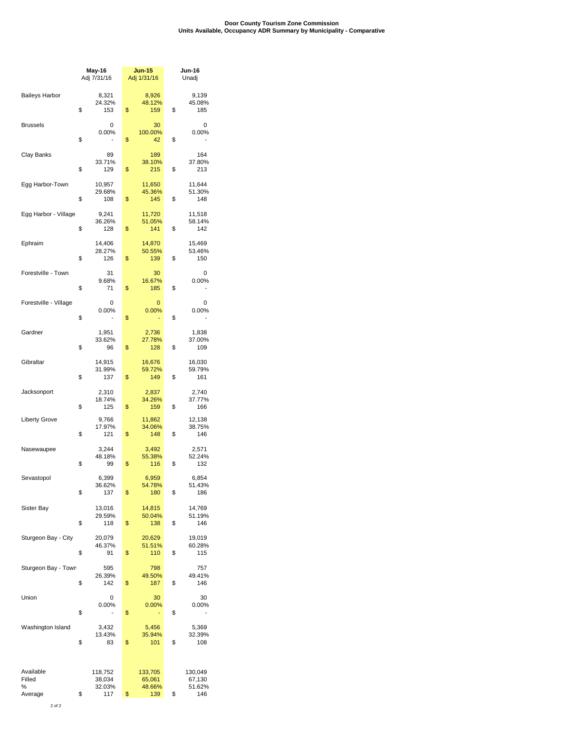**Door County Tourism Zone Commission**
**Units Available, Occupancy ADR Summary by Municipality - Comparative**

| | May-16 Adj 7/31/16 | Jun-15 Adj 1/31/16 | Jun-16 Unadj |
|---|---|---|---|
| Baileys Harbor | 8,321 | 8,926 | 9,139 |
| | 24.32% | 48.12% | 45.08% |
| | $ 153 | $ 159 | $ 185 |
| Brussels | 0 | 30 | 0 |
| | 0.00% | 100.00% | 0.00% |
| | $ - | $ 42 | $ - |
| Clay Banks | 89 | 189 | 164 |
| | 33.71% | 38.10% | 37.80% |
| | $ 129 | $ 215 | $ 213 |
| Egg Harbor-Town | 10,957 | 11,650 | 11,644 |
| | 29.68% | 45.36% | 51.30% |
| | $ 108 | $ 145 | $ 148 |
| Egg Harbor - Village | 9,241 | 11,720 | 11,518 |
| | 36.26% | 51.05% | 58.14% |
| | $ 128 | $ 141 | $ 142 |
| Ephraim | 14,406 | 14,870 | 15,469 |
| | 28.27% | 50.55% | 53.46% |
| | $ 126 | $ 139 | $ 150 |
| Forestville - Town | 31 | 30 | 0 |
| | 9.68% | 16.67% | 0.00% |
| | $ 71 | $ 185 | $ - |
| Forestville - Village | 0 | 0 | 0 |
| | 0.00% | 0.00% | 0.00% |
| | $ - | $ - | $ - |
| Gardner | 1,951 | 2,736 | 1,838 |
| | 33.62% | 27.78% | 37.00% |
| | $ 96 | $ 128 | $ 109 |
| Gibraltar | 14,915 | 16,676 | 16,030 |
| | 31.99% | 59.72% | 59.79% |
| | $ 137 | $ 149 | $ 161 |
| Jacksonport | 2,310 | 2,837 | 2,740 |
| | 18.74% | 34.26% | 37.77% |
| | $ 125 | $ 159 | $ 166 |
| Liberty Grove | 9,766 | 11,862 | 12,138 |
| | 17.97% | 34.06% | 38.75% |
| | $ 121 | $ 148 | $ 146 |
| Nasewaupee | 3,244 | 3,492 | 2,571 |
| | 48.18% | 55.38% | 52.24% |
| | $ 99 | $ 116 | $ 132 |
| Sevastopol | 6,399 | 6,959 | 6,854 |
| | 36.62% | 54.78% | 51.43% |
| | $ 137 | $ 180 | $ 186 |
| Sister Bay | 13,016 | 14,815 | 14,769 |
| | 29.59% | 50.04% | 51.19% |
| | $ 118 | $ 138 | $ 146 |
| Sturgeon Bay - City | 20,079 | 20,629 | 19,019 |
| | 46.37% | 51.51% | 60.28% |
| | $ 91 | $ 110 | $ 115 |
| Sturgeon Bay - Town | 595 | 798 | 757 |
| | 26.39% | 49.50% | 49.41% |
| | $ 142 | $ 187 | $ 146 |
| Union | 0 | 30 | 30 |
| | 0.00% | 0.00% | 0.00% |
| | $ - | $ - | $ - |
| Washington Island | 3,432 | 5,456 | 5,369 |
| | 13.43% | 35.94% | 32.39% |
| | $ 83 | $ 101 | $ 108 |
| Available | 118,752 | 133,705 | 130,049 |
| Filled | 38,034 | 65,061 | 67,130 |
| % | 32.03% | 48.66% | 51.62% |
| Average | $ 117 | $ 139 | $ 146 |